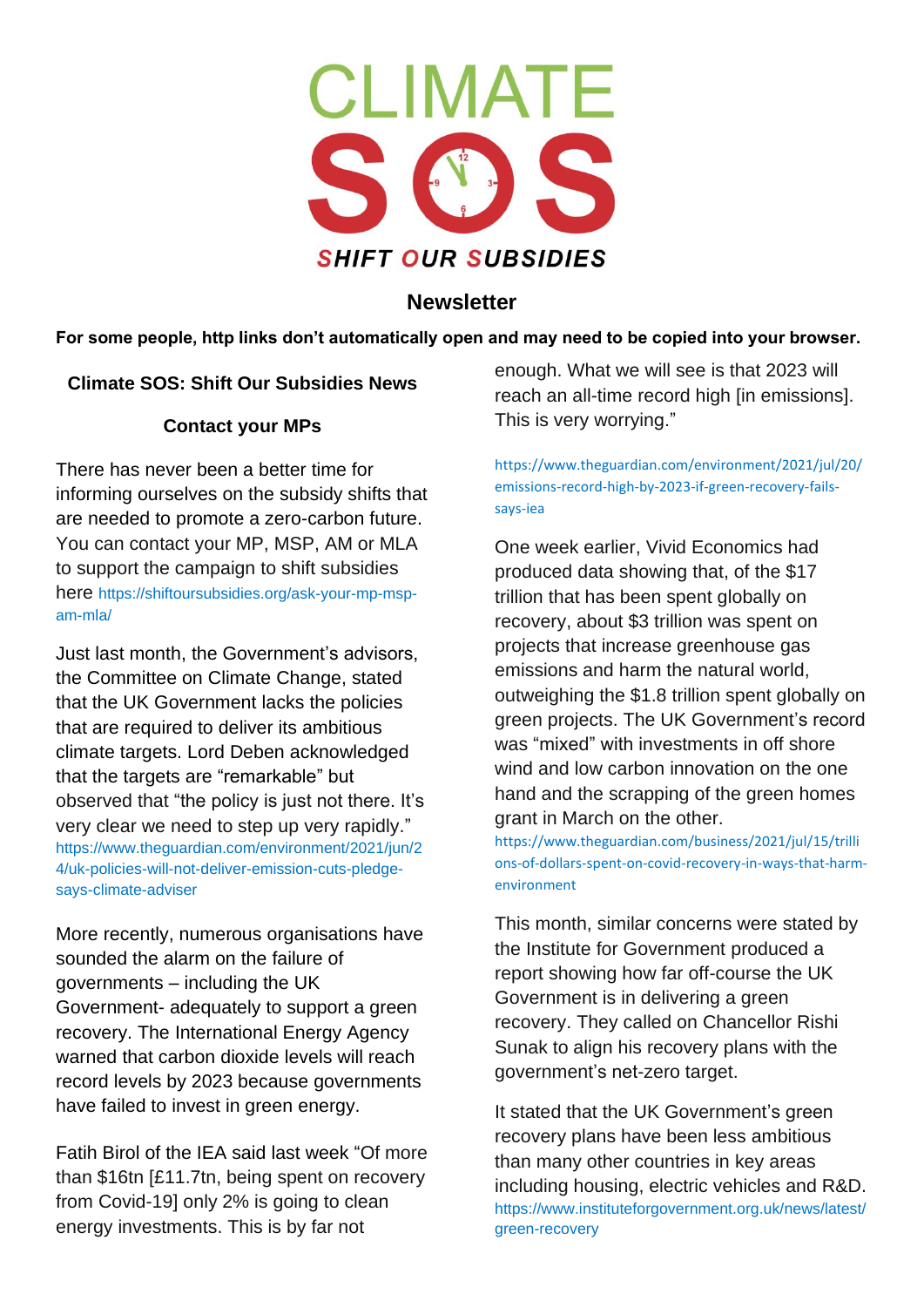# CLIMATE SOS

**SHIFT OUR SUBSIDIES**

## Newsletter

**For some people, http links don't automatically open and may need to be copied into your browser.**

### Climate SOS: Shift Our Subsidies News

### Contact your MPs

There has never been a better time for informing ourselves on the subsidy shifts that are needed to promote a zero-carbon future. You can contact your MP, MSP, AM or MLA to support the campaign to shift subsidies here https://shiftoursubsidies.org/ask-your-mp-msp-am-mla/

Just last month, the Government's advisors, the Committee on Climate Change, stated that the UK Government lacks the policies that are required to deliver its ambitious climate targets. Lord Deben acknowledged that the targets are "remarkable" but observed that "the policy is just not there. It's very clear we need to step up very rapidly." https://www.theguardian.com/environment/2021/jun/24/uk-policies-will-not-deliver-emission-cuts-pledge-says-climate-adviser

More recently, numerous organisations have sounded the alarm on the failure of governments – including the UK Government- adequately to support a green recovery. The International Energy Agency warned that carbon dioxide levels will reach record levels by 2023 because governments have failed to invest in green energy.

Fatih Birol of the IEA said last week "Of more than $16tn [£11.7tn, being spent on recovery from Covid-19] only 2% is going to clean energy investments. This is by far not enough. What we will see is that 2023 will reach an all-time record high [in emissions]. This is very worrying."

https://www.theguardian.com/environment/2021/jul/20/emissions-record-high-by-2023-if-green-recovery-fails-says-iea

One week earlier, Vivid Economics had produced data showing that, of the $17 trillion that has been spent globally on recovery, about $3 trillion was spent on projects that increase greenhouse gas emissions and harm the natural world, outweighing the $1.8 trillion spent globally on green projects. The UK Government's record was "mixed" with investments in off shore wind and low carbon innovation on the one hand and the scrapping of the green homes grant in March on the other. https://www.theguardian.com/business/2021/jul/15/trillions-of-dollars-spent-on-covid-recovery-in-ways-that-harm-environment

This month, similar concerns were stated by the Institute for Government produced a report showing how far off-course the UK Government is in delivering a green recovery. They called on Chancellor Rishi Sunak to align his recovery plans with the government's net-zero target.

It stated that the UK Government's green recovery plans have been less ambitious than many other countries in key areas including housing, electric vehicles and R&D. https://www.instituteforgovernment.org.uk/news/latest/green-recovery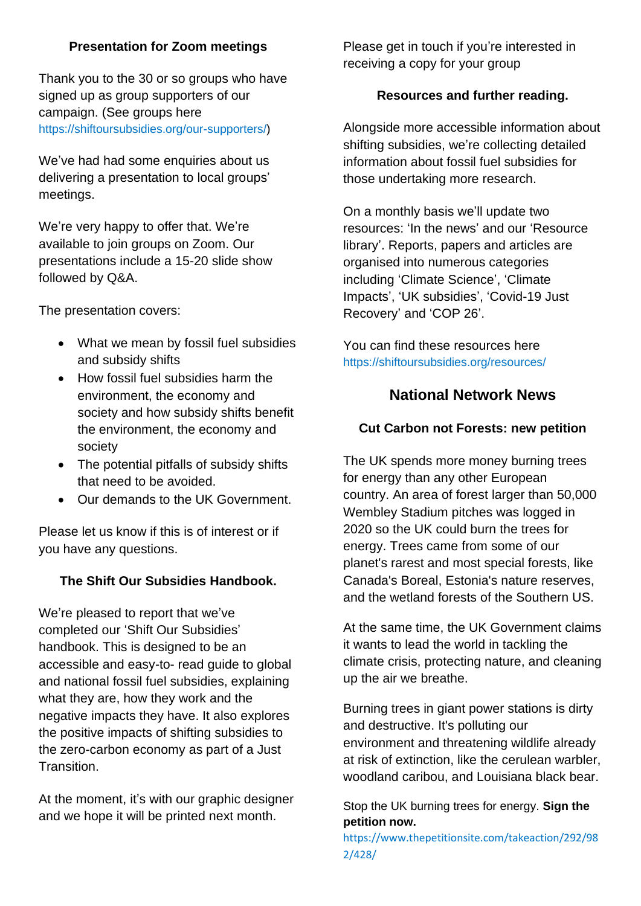### Presentation for Zoom meetings

Thank you to the 30 or so groups who have signed up as group supporters of our campaign. (See groups here https://shiftoursubsidies.org/our-supporters/)

We've had had some enquiries about us delivering a presentation to local groups' meetings.

We're very happy to offer that. We're available to join groups on Zoom. Our presentations include a 15-20 slide show followed by Q&A.

The presentation covers:

- What we mean by fossil fuel subsidies and subsidy shifts
- How fossil fuel subsidies harm the environment, the economy and society and how subsidy shifts benefit the environment, the economy and society
- The potential pitfalls of subsidy shifts that need to be avoided.
- Our demands to the UK Government.

Please let us know if this is of interest or if you have any questions.

### The Shift Our Subsidies Handbook.

We're pleased to report that we've completed our 'Shift Our Subsidies' handbook. This is designed to be an accessible and easy-to- read guide to global and national fossil fuel subsidies, explaining what they are, how they work and the negative impacts they have. It also explores the positive impacts of shifting subsidies to the zero-carbon economy as part of a Just Transition.

At the moment, it's with our graphic designer and we hope it will be printed next month.

Please get in touch if you're interested in receiving a copy for your group

### Resources and further reading.

Alongside more accessible information about shifting subsidies, we're collecting detailed information about fossil fuel subsidies for those undertaking more research.

On a monthly basis we'll update two resources: 'In the news' and our 'Resource library'. Reports, papers and articles are organised into numerous categories including 'Climate Science', 'Climate Impacts', 'UK subsidies', 'Covid-19 Just Recovery' and 'COP 26'.

You can find these resources here https://shiftoursubsidies.org/resources/

## National Network News

### Cut Carbon not Forests: new petition

The UK spends more money burning trees for energy than any other European country. An area of forest larger than 50,000 Wembley Stadium pitches was logged in 2020 so the UK could burn the trees for energy. Trees came from some of our planet's rarest and most special forests, like Canada's Boreal, Estonia's nature reserves, and the wetland forests of the Southern US.

At the same time, the UK Government claims it wants to lead the world in tackling the climate crisis, protecting nature, and cleaning up the air we breathe.

Burning trees in giant power stations is dirty and destructive. It's polluting our environment and threatening wildlife already at risk of extinction, like the cerulean warbler, woodland caribou, and Louisiana black bear.

Stop the UK burning trees for energy. **Sign the petition now.** https://www.thepetitionsite.com/takeaction/292/982/428/